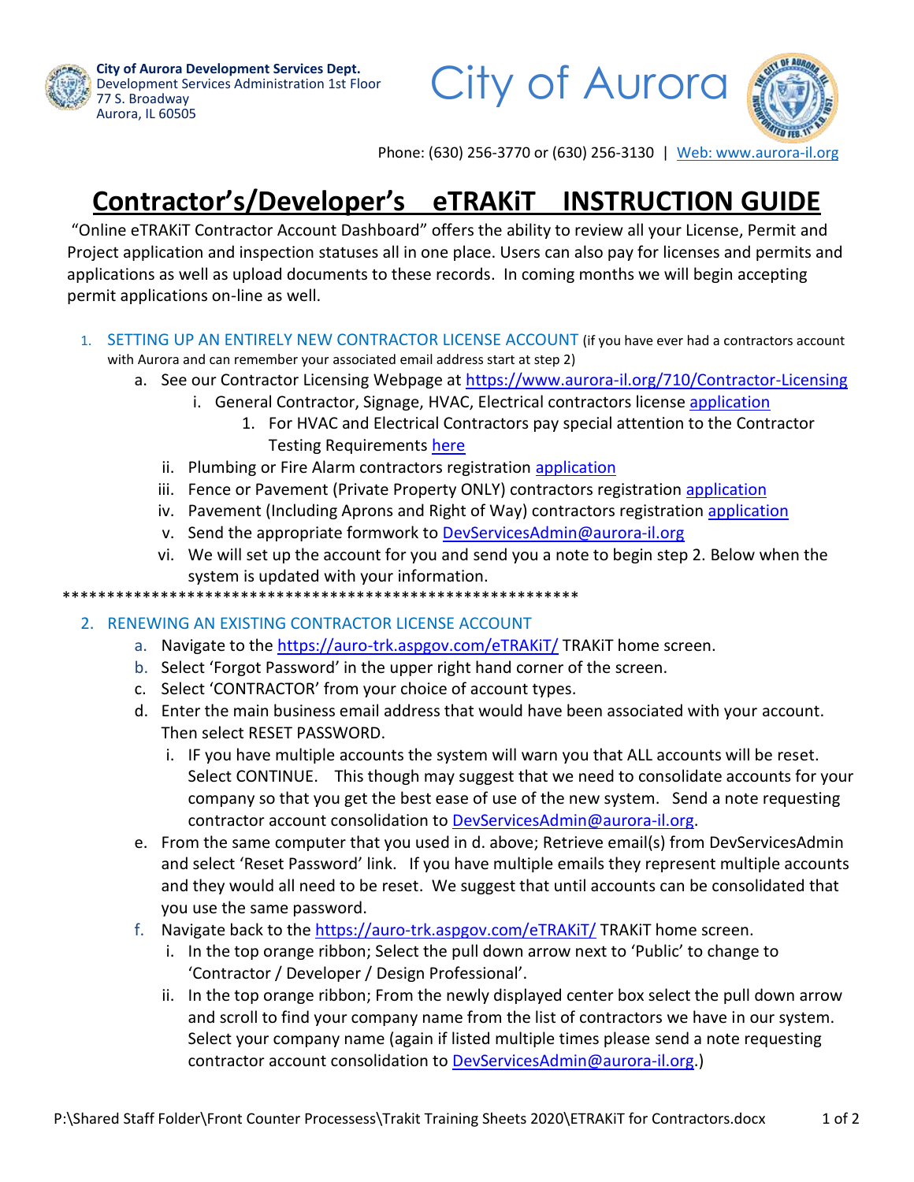**City of Aurora Development Services Dept.**
Development Services Administration 1st Floor
77 S. Broadway
Aurora, IL 60505

City of Aurora

Phone: (630) 256-3770 or (630) 256-3130 | Web: www.aurora-il.org

# Contractor's/Developer's eTRAKiT INSTRUCTION GUIDE

"Online eTRAKiT Contractor Account Dashboard" offers the ability to review all your License, Permit and Project application and inspection statuses all in one place. Users can also pay for licenses and permits and applications as well as upload documents to these records. In coming months we will begin accepting permit applications on-line as well.

1. SETTING UP AN ENTIRELY NEW CONTRACTOR LICENSE ACCOUNT (if you have ever had a contractors account with Aurora and can remember your associated email address start at step 2)
   a. See our Contractor Licensing Webpage at https://www.aurora-il.org/710/Contractor-Licensing
      i. General Contractor, Signage, HVAC, Electrical contractors license application
         1. For HVAC and Electrical Contractors pay special attention to the Contractor Testing Requirements here
      ii. Plumbing or Fire Alarm contractors registration application
      iii. Fence or Pavement (Private Property ONLY) contractors registration application
      iv. Pavement (Including Aprons and Right of Way) contractors registration application
      v. Send the appropriate formwork to DevServicesAdmin@aurora-il.org
      vi. We will set up the account for you and send you a note to begin step 2. Below when the system is updated with your information.

***********************************************************

2. RENEWING AN EXISTING CONTRACTOR LICENSE ACCOUNT
   a. Navigate to the https://auro-trk.aspgov.com/eTRAKiT/ TRAKiT home screen.
   b. Select 'Forgot Password' in the upper right hand corner of the screen.
   c. Select 'CONTRACTOR' from your choice of account types.
   d. Enter the main business email address that would have been associated with your account. Then select RESET PASSWORD.
      i. IF you have multiple accounts the system will warn you that ALL accounts will be reset. Select CONTINUE. This though may suggest that we need to consolidate accounts for your company so that you get the best ease of use of the new system. Send a note requesting contractor account consolidation to DevServicesAdmin@aurora-il.org.
   e. From the same computer that you used in d. above; Retrieve email(s) from DevServicesAdmin and select 'Reset Password' link. If you have multiple emails they represent multiple accounts and they would all need to be reset. We suggest that until accounts can be consolidated that you use the same password.
   f. Navigate back to the https://auro-trk.aspgov.com/eTRAKiT/ TRAKiT home screen.
      i. In the top orange ribbon; Select the pull down arrow next to 'Public' to change to 'Contractor / Developer / Design Professional'.
      ii. In the top orange ribbon; From the newly displayed center box select the pull down arrow and scroll to find your company name from the list of contractors we have in our system. Select your company name (again if listed multiple times please send a note requesting contractor account consolidation to DevServicesAdmin@aurora-il.org.)

P:\Shared Staff Folder\Front Counter Processess\Trakit Training Sheets 2020\ETRAKiT for Contractors.docx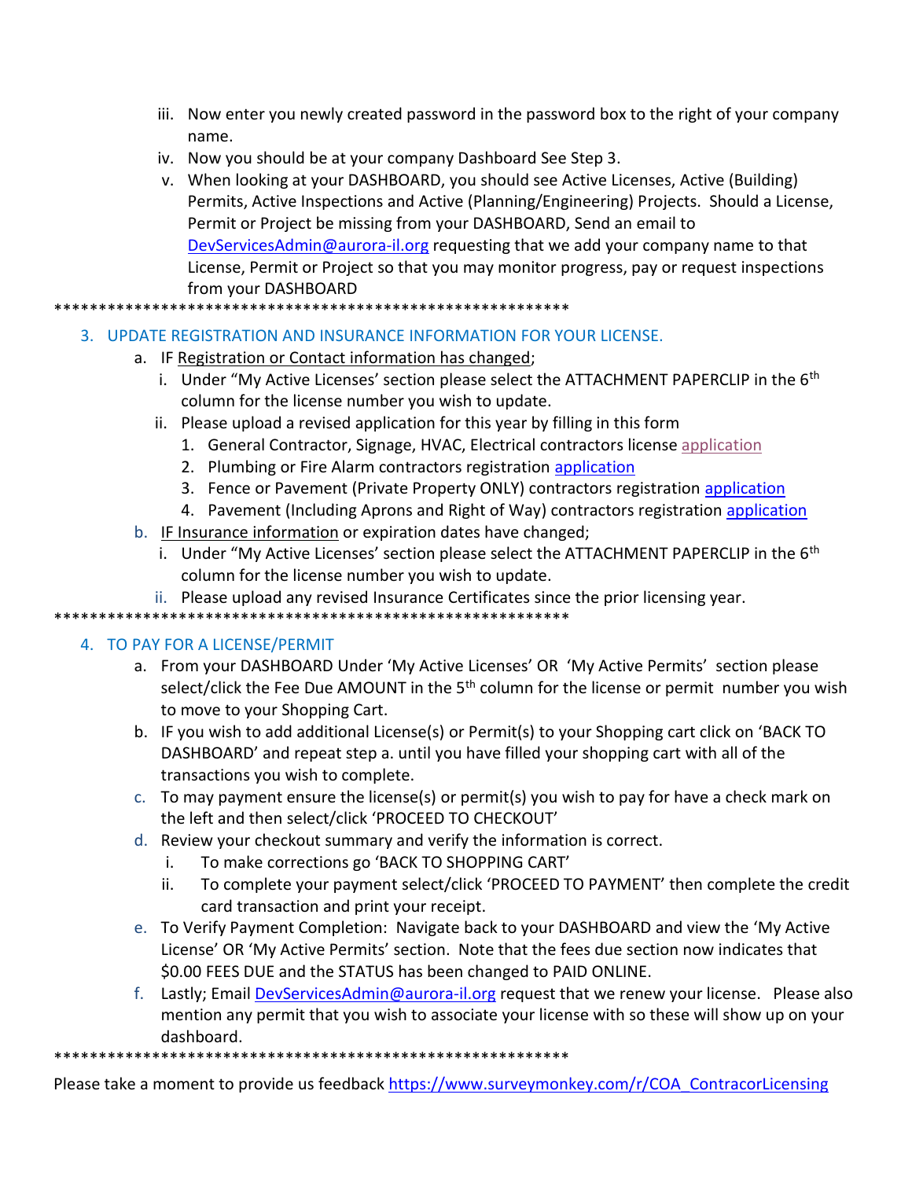iii. Now enter you newly created password in the password box to the right of your company name.

iv. Now you should be at your company Dashboard See Step 3.

v. When looking at your DASHBOARD, you should see Active Licenses, Active (Building) Permits, Active Inspections and Active (Planning/Engineering) Projects. Should a License, Permit or Project be missing from your DASHBOARD, Send an email to DevServicesAdmin@aurora-il.org requesting that we add your company name to that License, Permit or Project so that you may monitor progress, pay or request inspections from your DASHBOARD

\*\*\*\*\*\*\*\*\*\*\*\*\*\*\*\*\*\*\*\*\*\*\*\*\*\*\*\*\*\*\*\*\*\*\*\*\*\*\*\*\*\*\*\*\*\*\*\*\*\*\*\*\*\*\*\*\*\*\*\*

3. UPDATE REGISTRATION AND INSURANCE INFORMATION FOR YOUR LICENSE.
   a. IF Registration or Contact information has changed;
      i. Under "My Active Licenses' section please select the ATTACHMENT PAPERCLIP in the 6th column for the license number you wish to update.
      ii. Please upload a revised application for this year by filling in this form
         1. General Contractor, Signage, HVAC, Electrical contractors license application
         2. Plumbing or Fire Alarm contractors registration application
         3. Fence or Pavement (Private Property ONLY) contractors registration application
         4. Pavement (Including Aprons and Right of Way) contractors registration application
   b. IF Insurance information or expiration dates have changed;
      i. Under "My Active Licenses' section please select the ATTACHMENT PAPERCLIP in the 6th column for the license number you wish to update.
      ii. Please upload any revised Insurance Certificates since the prior licensing year.

\*\*\*\*\*\*\*\*\*\*\*\*\*\*\*\*\*\*\*\*\*\*\*\*\*\*\*\*\*\*\*\*\*\*\*\*\*\*\*\*\*\*\*\*\*\*\*\*\*\*\*\*\*\*\*\*\*\*\*\*

4. TO PAY FOR A LICENSE/PERMIT
   a. From your DASHBOARD Under 'My Active Licenses' OR 'My Active Permits' section please select/click the Fee Due AMOUNT in the 5th column for the license or permit number you wish to move to your Shopping Cart.
   b. IF you wish to add additional License(s) or Permit(s) to your Shopping cart click on 'BACK TO DASHBOARD' and repeat step a. until you have filled your shopping cart with all of the transactions you wish to complete.
   c. To may payment ensure the license(s) or permit(s) you wish to pay for have a check mark on the left and then select/click 'PROCEED TO CHECKOUT'
   d. Review your checkout summary and verify the information is correct.
      i. To make corrections go 'BACK TO SHOPPING CART'
      ii. To complete your payment select/click 'PROCEED TO PAYMENT' then complete the credit card transaction and print your receipt.
   e. To Verify Payment Completion: Navigate back to your DASHBOARD and view the 'My Active License' OR 'My Active Permits' section. Note that the fees due section now indicates that $0.00 FEES DUE and the STATUS has been changed to PAID ONLINE.
   f. Lastly; Email DevServicesAdmin@aurora-il.org request that we renew your license. Please also mention any permit that you wish to associate your license with so these will show up on your dashboard.

\*\*\*\*\*\*\*\*\*\*\*\*\*\*\*\*\*\*\*\*\*\*\*\*\*\*\*\*\*\*\*\*\*\*\*\*\*\*\*\*\*\*\*\*\*\*\*\*\*\*\*\*\*\*\*\*\*\*\*\*

Please take a moment to provide us feedback https://www.surveymonkey.com/r/COA_ContracorLicensing